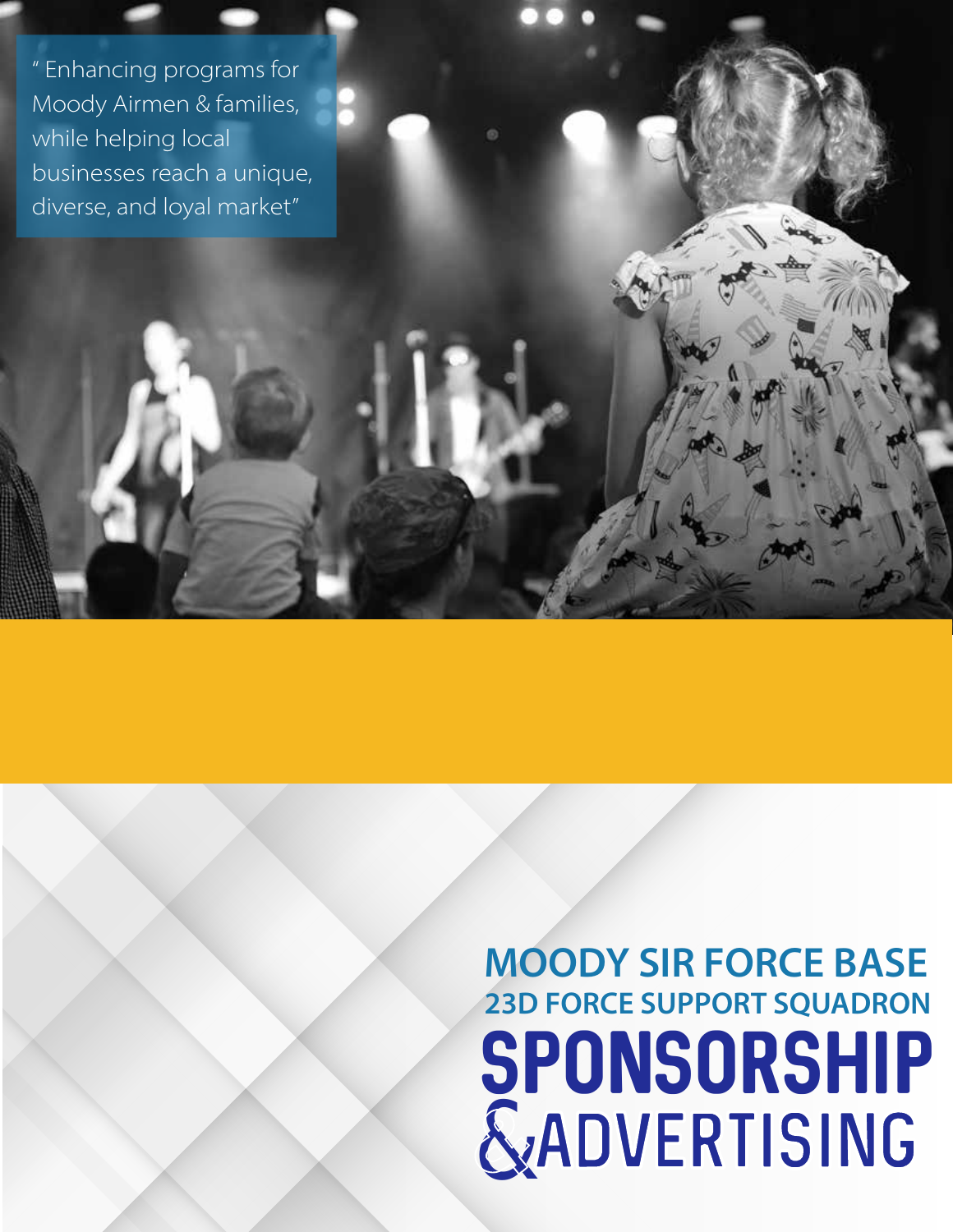" Enhancing programs for Moody Airmen & families, while helping local businesses reach a unique, diverse, and loyal market"

# MOODY SIR FORCE BASE

## 23D FORCE SUPPORT SQUADRON

# SPONSORSHIP & ADVERTISING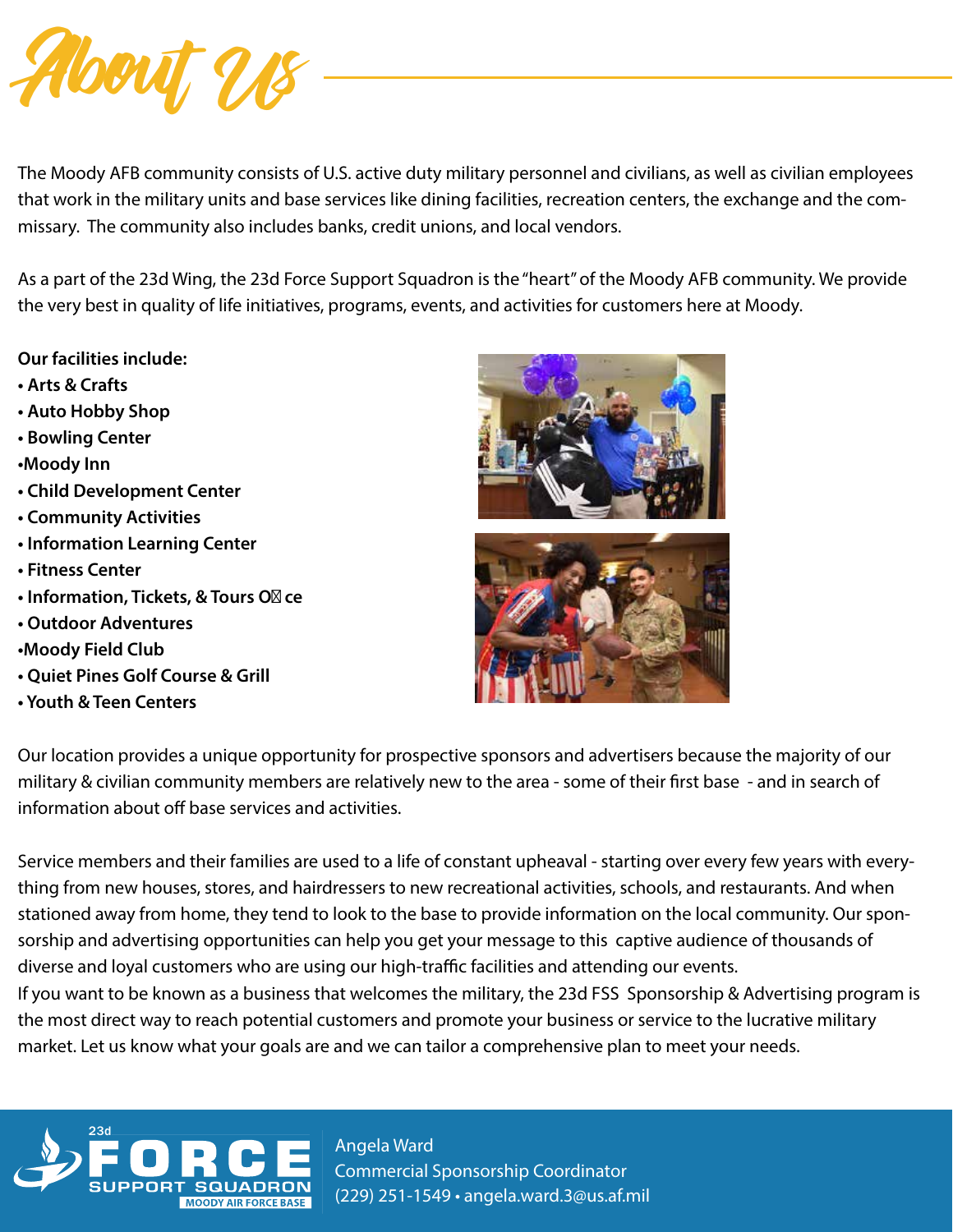# About Us

The Moody AFB community consists of U.S. active duty military personnel and civilians, as well as civilian employees that work in the military units and base services like dining facilities, recreation centers, the exchange and the commissary. The community also includes banks, credit unions, and local vendors.

As a part of the 23d Wing, the 23d Force Support Squadron is the "heart" of the Moody AFB community. We provide the very best in quality of life initiatives, programs, events, and activities for customers here at Moody.

**Our facilities include:**

- **Arts & Crafts**
- **Auto Hobby Shop**
- **Bowling Center**
- **Moody Inn**
- **Child Development Center**
- **Community Activities**
- **Information Learning Center**
- **Fitness Center**
- **Information, Tickets, & Tours Office**
- **Outdoor Adventures**
- **Moody Field Club**
- **Quiet Pines Golf Course & Grill**
- **Youth & Teen Centers**

Our location provides a unique opportunity for prospective sponsors and advertisers because the majority of our military & civilian community members are relatively new to the area - some of their first base - and in search of information about off base services and activities.

Service members and their families are used to a life of constant upheaval - starting over every few years with everything from new houses, stores, and hairdressers to new recreational activities, schools, and restaurants. And when stationed away from home, they tend to look to the base to provide information on the local community. Our sponsorship and advertising opportunities can help you get your message to this captive audience of thousands of diverse and loyal customers who are using our high-traffic facilities and attending our events.

If you want to be known as a business that welcomes the military, the 23d FSS Sponsorship & Advertising program is the most direct way to reach potential customers and promote your business or service to the lucrative military market. Let us know what your goals are and we can tailor a comprehensive plan to meet your needs.

23d FORCE SUPPORT SQUADRON
MOODY AIR FORCE BASE

Angela Ward
Commercial Sponsorship Coordinator
(229) 251-1549 • angela.ward.3@us.af.mil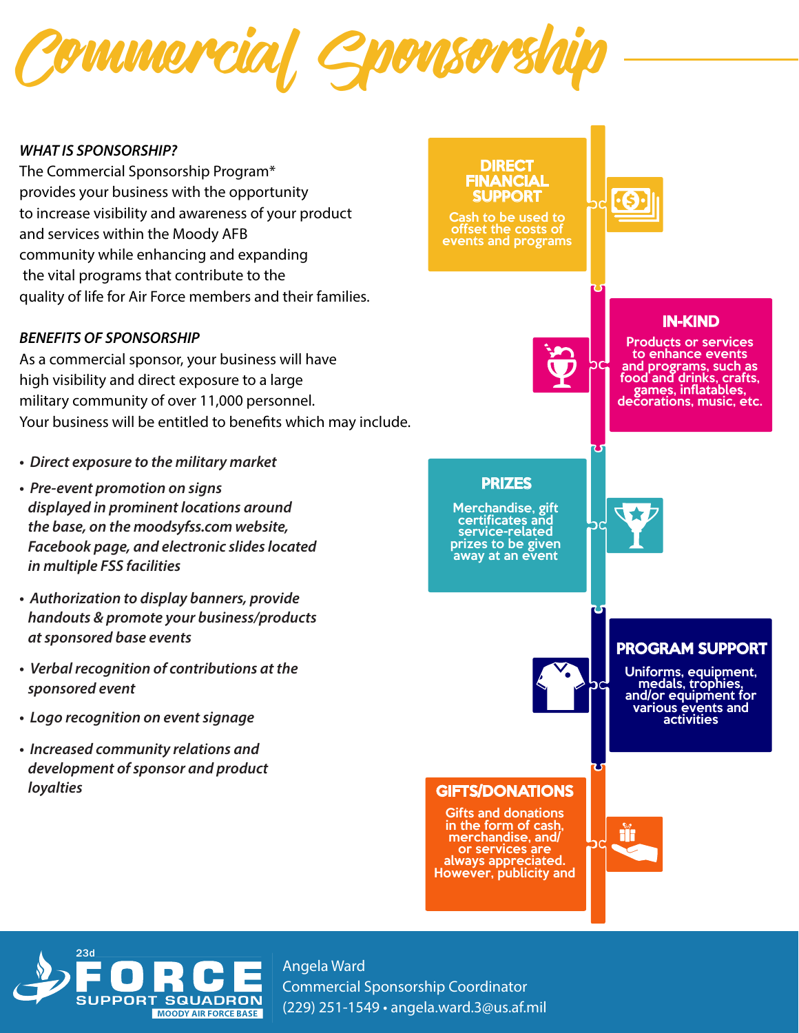# Commercial Sponsorship

***WHAT IS SPONSORSHIP?***

The Commercial Sponsorship Program* provides your business with the opportunity to increase visibility and awareness of your product and services within the Moody AFB community while enhancing and expanding the vital programs that contribute to the quality of life for Air Force members and their families.

***BENEFITS OF SPONSORSHIP***

As a commercial sponsor, your business will have high visibility and direct exposure to a large military community of over 11,000 personnel. Your business will be entitled to benefits which may include.

- *Direct exposure to the military market*
- *Pre-event promotion on signs displayed in prominent locations around the base, on the moodysfss.com website, Facebook page, and electronic slides located in multiple FSS facilities*
- *Authorization to display banners, provide handouts & promote your business/products at sponsored base events*
- *Verbal recognition of contributions at the sponsored event*
- *Logo recognition on event signage*
- *Increased community relations and development of sponsor and product loyalties*

## DIRECT FINANCIAL SUPPORT

Cash to be used to offset the costs of events and programs

## IN-KIND

Products or services to enhance events and programs, such as food and drinks, crafts, games, inflatables, decorations, music, etc.

## PRIZES

Merchandise, gift certificates and service-related prizes to be given away at an event

## PROGRAM SUPPORT

Uniforms, equipment, medals, trophies, and/or equipment for various events and activities

## GIFTS/DONATIONS

Gifts and donations in the form of cash, merchandise, and/or services are always appreciated. However, publicity and

23d FORCE SUPPORT SQUADRON  
MOODY AIR FORCE BASE

Angela Ward  
Commercial Sponsorship Coordinator  
(229) 251-1549 • angela.ward.3@us.af.mil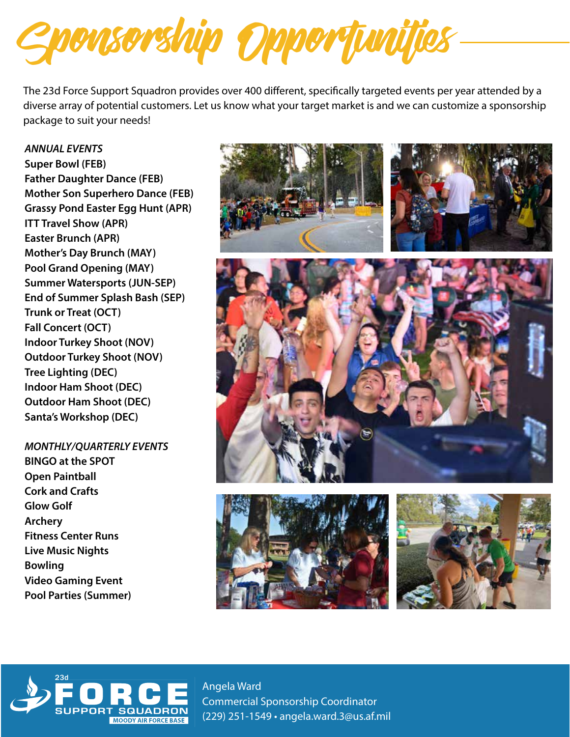# Sponsorship Opportunities

The 23d Force Support Squadron provides over 400 different, specifically targeted events per year attended by a diverse array of potential customers. Let us know what your target market is and we can customize a sponsorship package to suit your needs!

***ANNUAL EVENTS***

**Super Bowl (FEB)**
**Father Daughter Dance (FEB)**
**Mother Son Superhero Dance (FEB)**
**Grassy Pond Easter Egg Hunt (APR)**
**ITT Travel Show (APR)**
**Easter Brunch (APR)**
**Mother's Day Brunch (MAY)**
**Pool Grand Opening (MAY)**
**Summer Watersports (JUN-SEP)**
**End of Summer Splash Bash (SEP)**
**Trunk or Treat (OCT)**
**Fall Concert (OCT)**
**Indoor Turkey Shoot (NOV)**
**Outdoor Turkey Shoot (NOV)**
**Tree Lighting (DEC)**
**Indoor Ham Shoot (DEC)**
**Outdoor Ham Shoot (DEC)**
**Santa's Workshop (DEC)**

***MONTHLY/QUARTERLY EVENTS***

**BINGO at the SPOT**
**Open Paintball**
**Cork and Crafts**
**Glow Golf**
**Archery**
**Fitness Center Runs**
**Live Music Nights**
**Bowling**
**Video Gaming Event**
**Pool Parties (Summer)**

23d FORCE SUPPORT SQUADRON
MOODY AIR FORCE BASE

Angela Ward
Commercial Sponsorship Coordinator
(229) 251-1549 • angela.ward.3@us.af.mil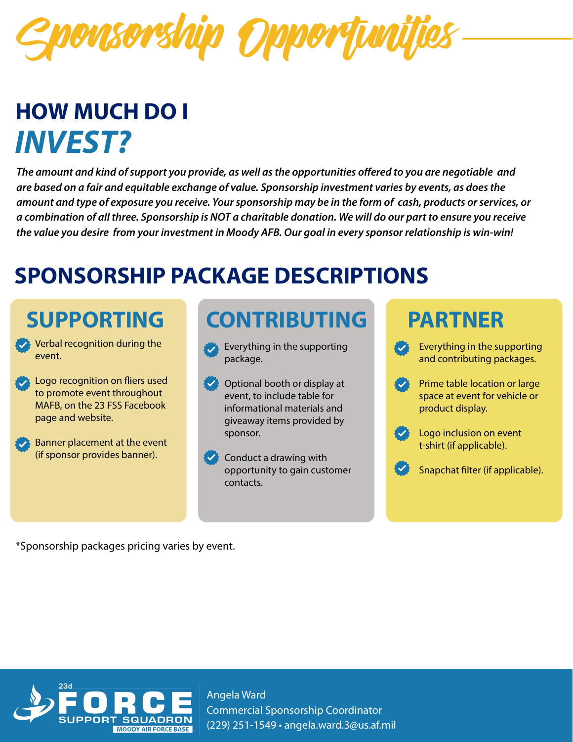# Sponsorship Opportunities

## HOW MUCH DO I *INVEST?*

***The amount and kind of support you provide, as well as the opportunities offered to you are negotiable and are based on a fair and equitable exchange of value. Sponsorship investment varies by events, as does the amount and type of exposure you receive. Your sponsorship may be in the form of cash, products or services, or a combination of all three. Sponsorship is NOT a charitable donation. We will do our part to ensure you receive the value you desire from your investment in Moody AFB. Our goal in every sponsor relationship is win-win!***

## SPONSORSHIP PACKAGE DESCRIPTIONS

### SUPPORTING

- Verbal recognition during the event.
- Logo recognition on fliers used to promote event throughout MAFB, on the 23 FSS Facebook page and website.
- Banner placement at the event (if sponsor provides banner).

### CONTRIBUTING

- Everything in the supporting package.
- Optional booth or display at event, to include table for informational materials and giveaway items provided by sponsor.
- Conduct a drawing with opportunity to gain customer contacts.

### PARTNER

- Everything in the supporting and contributing packages.
- Prime table location or large space at event for vehicle or product display.
- Logo inclusion on event t-shirt (if applicable).
- Snapchat filter (if applicable).

*Sponsorship packages pricing varies by event.

23d FORCE SUPPORT SQUADRON
MOODY AIR FORCE BASE

Angela Ward
Commercial Sponsorship Coordinator
(229) 251-1549 • angela.ward.3@us.af.mil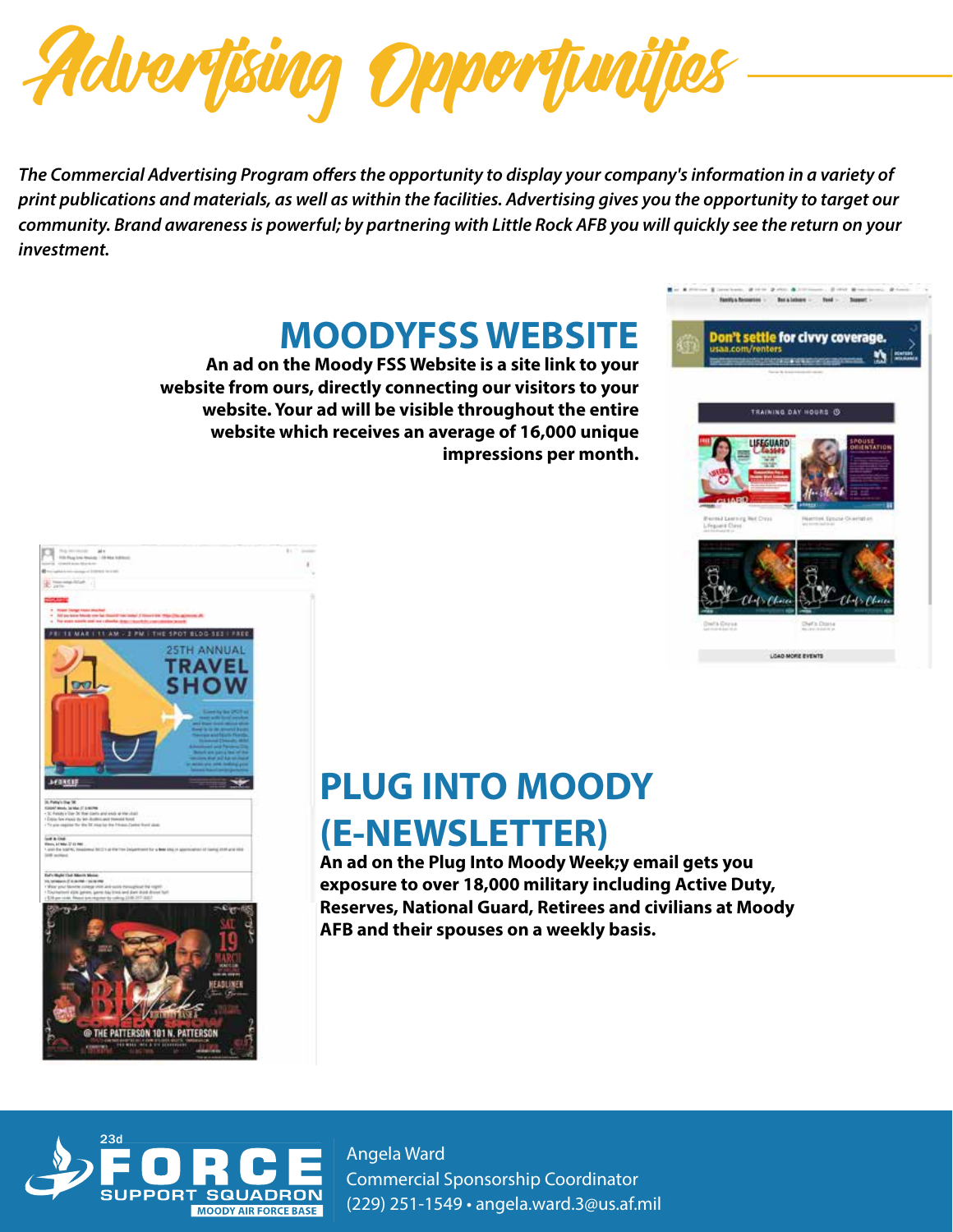# Advertising Opportunities

*The Commercial Advertising Program offers the opportunity to display your company's information in a variety of print publications and materials, as well as within the facilities. Advertising gives you the opportunity to target our community. Brand awareness is powerful; by partnering with Little Rock AFB you will quickly see the return on your investment.*

## MOODYFSS WEBSITE

**An ad on the Moody FSS Website is a site link to your website from ours, directly connecting our visitors to your website. Your ad will be visible throughout the entire website which receives an average of 16,000 unique impressions per month.**

## PLUG INTO MOODY (E-NEWSLETTER)

**An ad on the Plug Into Moody Week;y email gets you exposure to over 18,000 military including Active Duty, Reserves, National Guard, Retirees and civilians at Moody AFB and their spouses on a weekly basis.**

23d FORCE SUPPORT SQUADRON
MOODY AIR FORCE BASE

Angela Ward
Commercial Sponsorship Coordinator
(229) 251-1549 • angela.ward.3@us.af.mil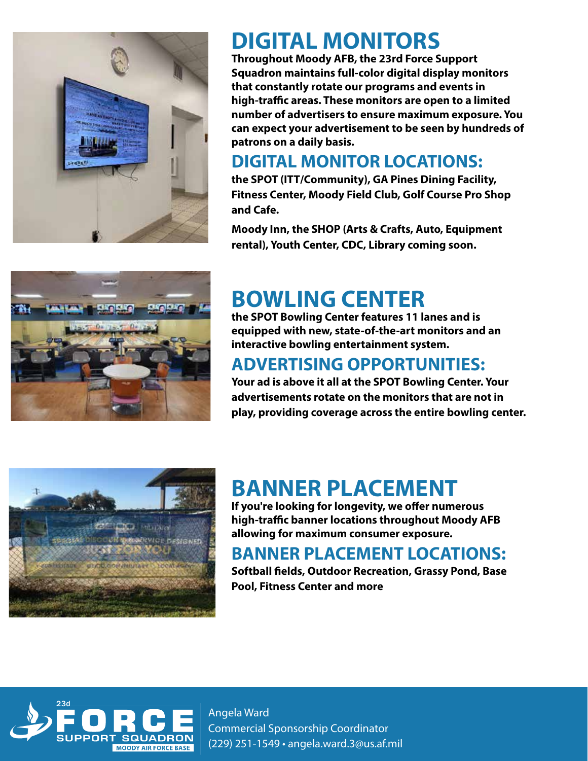# DIGITAL MONITORS

**Throughout Moody AFB, the 23rd Force Support Squadron maintains full-color digital display monitors that constantly rotate our programs and events in high-traffic areas. These monitors are open to a limited number of advertisers to ensure maximum exposure. You can expect your advertisement to be seen by hundreds of patrons on a daily basis.**

## DIGITAL MONITOR LOCATIONS:

**the SPOT (ITT/Community), GA Pines Dining Facility, Fitness Center, Moody Field Club, Golf Course Pro Shop and Cafe.**

**Moody Inn, the SHOP (Arts & Crafts, Auto, Equipment rental), Youth Center, CDC, Library coming soon.**

# BOWLING CENTER

**the SPOT Bowling Center features 11 lanes and is equipped with new, state-of-the-art monitors and an interactive bowling entertainment system.**

## ADVERTISING OPPORTUNITIES:

**Your ad is above it all at the SPOT Bowling Center. Your advertisements rotate on the monitors that are not in play, providing coverage across the entire bowling center.**

# BANNER PLACEMENT

**If you're looking for longevity, we offer numerous high-traffic banner locations throughout Moody AFB allowing for maximum consumer exposure.**

## BANNER PLACEMENT LOCATIONS:

**Softball fields, Outdoor Recreation, Grassy Pond, Base Pool, Fitness Center and more**

23d FORCE SUPPORT SQUADRON MOODY AIR FORCE BASE

Angela Ward
Commercial Sponsorship Coordinator
(229) 251-1549 • angela.ward.3@us.af.mil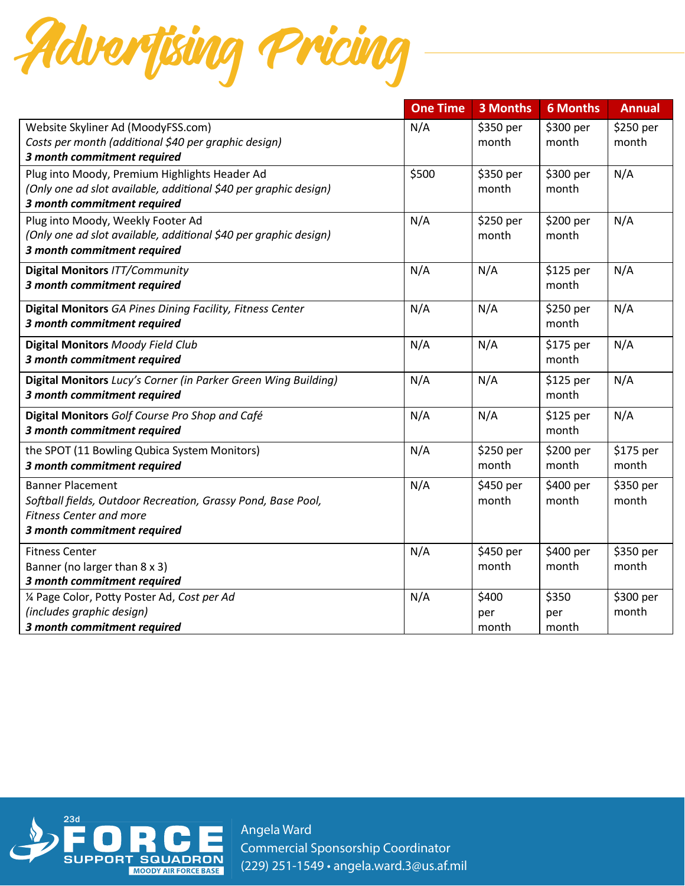# Advertising Pricing

| | One Time | 3 Months | 6 Months | Annual |
|---|---|---|---|---|
| Website Skyliner Ad (MoodyFSS.com)<br>*Costs per month (additional $40 per graphic design)*<br>***3 month commitment required*** | N/A | $350 per month | $300 per month | $250 per month |
| Plug into Moody, Premium Highlights Header Ad<br>*(Only one ad slot available, additional $40 per graphic design)*<br>***3 month commitment required*** | $500 | $350 per month | $300 per month | N/A |
| Plug into Moody, Weekly Footer Ad<br>*(Only one ad slot available, additional $40 per graphic design)*<br>***3 month commitment required*** | N/A | $250 per month | $200 per month | N/A |
| **Digital Monitors** *ITT/Community*<br>***3 month commitment required*** | N/A | N/A | $125 per month | N/A |
| **Digital Monitors** *GA Pines Dining Facility, Fitness Center*<br>***3 month commitment required*** | N/A | N/A | $250 per month | N/A |
| **Digital Monitors** *Moody Field Club*<br>***3 month commitment required*** | N/A | N/A | $175 per month | N/A |
| **Digital Monitors** *Lucy's Corner (in Parker Green Wing Building)*<br>***3 month commitment required*** | N/A | N/A | $125 per month | N/A |
| **Digital Monitors** *Golf Course Pro Shop and Café*<br>***3 month commitment required*** | N/A | N/A | $125 per month | N/A |
| the SPOT (11 Bowling Qubica System Monitors)<br>***3 month commitment required*** | N/A | $250 per month | $200 per month | $175 per month |
| Banner Placement<br>*Softball fields, Outdoor Recreation, Grassy Pond, Base Pool, Fitness Center and more*<br>***3 month commitment required*** | N/A | $450 per month | $400 per month | $350 per month |
| Fitness Center<br>Banner (no larger than 8 x 3)<br>***3 month commitment required*** | N/A | $450 per month | $400 per month | $350 per month |
| ¼ Page Color, Potty Poster Ad, *Cost per Ad*<br>*(includes graphic design)*<br>***3 month commitment required*** | N/A | $400 per month | $350 per month | $300 per month |

23d FORCE SUPPORT SQUADRON
MOODY AIR FORCE BASE

Angela Ward
Commercial Sponsorship Coordinator
(229) 251-1549 • angela.ward.3@us.af.mil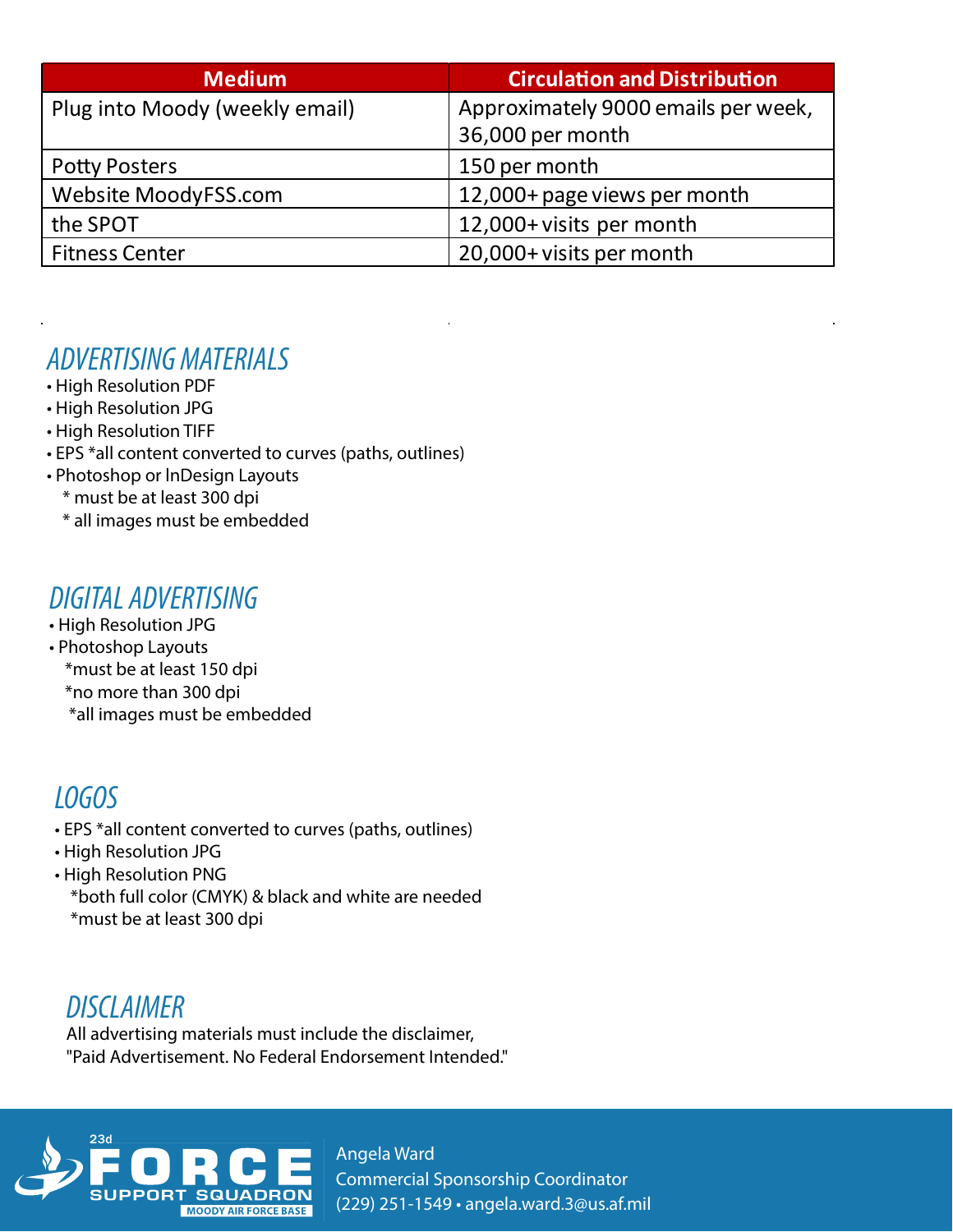| Medium | Circulation and Distribution |
|---|---|
| Plug into Moody (weekly email) | Approximately 9000 emails per week, 36,000 per month |
| Potty Posters | 150 per month |
| Website MoodyFSS.com | 12,000+ page views per month |
| the SPOT | 12,000+ visits per month |
| Fitness Center | 20,000+ visits per month |

## *ADVERTISING MATERIALS*

- High Resolution PDF
- High Resolution JPG
- High Resolution TIFF
- EPS *all content converted to curves (paths, outlines)
- Photoshop or InDesign Layouts

  * must be at least 300 dpi

  * all images must be embedded

## *DIGITAL ADVERTISING*

- High Resolution JPG
- Photoshop Layouts

  *must be at least 150 dpi

  *no more than 300 dpi

  *all images must be embedded

## *LOGOS*

- EPS *all content converted to curves (paths, outlines)
- High Resolution JPG
- High Resolution PNG

  *both full color (CMYK) & black and white are needed

  *must be at least 300 dpi

## *DISCLAIMER*

All advertising materials must include the disclaimer,
"Paid Advertisement. No Federal Endorsement Intended."

23d FORCE SUPPORT SQUADRON
MOODY AIR FORCE BASE

Angela Ward
Commercial Sponsorship Coordinator
(229) 251-1549 • angela.ward.3@us.af.mil